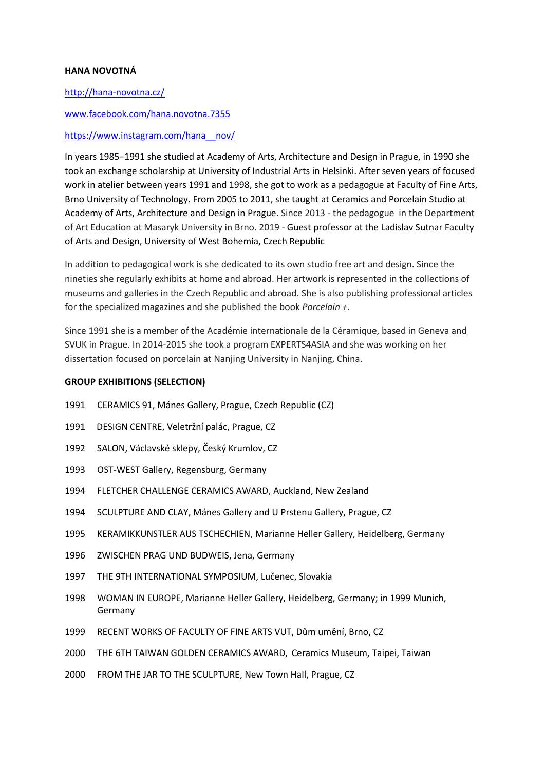**HANA NOVOTNÁ**

http://hana-novotna.cz/

www.facebook.com/hana.novotna.7355

https://www.instagram.com/hana__nov/

In years 1985–1991 she studied at Academy of Arts, Architecture and Design in Prague, in 1990 she took an exchange scholarship at University of Industrial Arts in Helsinki. After seven years of focused work in atelier between years 1991 and 1998, she got to work as a pedagogue at Faculty of Fine Arts, Brno University of Technology. From 2005 to 2011, she taught at Ceramics and Porcelain Studio at Academy of Arts, Architecture and Design in Prague. Since 2013 - the pedagogue in the Department of Art Education at Masaryk University in Brno. 2019 - Guest professor at the Ladislav Sutnar Faculty of Arts and Design, University of West Bohemia, Czech Republic

In addition to pedagogical work is she dedicated to its own studio free art and design. Since the nineties she regularly exhibits at home and abroad. Her artwork is represented in the collections of museums and galleries in the Czech Republic and abroad. She is also publishing professional articles for the specialized magazines and she published the book *Porcelain +*.

Since 1991 she is a member of the Académie internationale de la Céramique, based in Geneva and SVUK in Prague. In 2014-2015 she took a program EXPERTS4ASIA and she was working on her dissertation focused on porcelain at Nanjing University in Nanjing, China.

**GROUP EXHIBITIONS (SELECTION)**

1991 CERAMICS 91, Mánes Gallery, Prague, Czech Republic (CZ)

1991 DESIGN CENTRE, Veletržní palác, Prague, CZ

1992 SALON, Václavské sklepy, Český Krumlov, CZ

1993 OST-WEST Gallery, Regensburg, Germany

1994 FLETCHER CHALLENGE CERAMICS AWARD, Auckland, New Zealand

1994 SCULPTURE AND CLAY, Mánes Gallery and U Prstenu Gallery, Prague, CZ

1995 KERAMIKKUNSTLER AUS TSCHECHIEN, Marianne Heller Gallery, Heidelberg, Germany

1996 ZWISCHEN PRAG UND BUDWEIS, Jena, Germany

1997 THE 9TH INTERNATIONAL SYMPOSIUM, Lučenec, Slovakia

1998 WOMAN IN EUROPE, Marianne Heller Gallery, Heidelberg, Germany; in 1999 Munich, Germany

1999 RECENT WORKS OF FACULTY OF FINE ARTS VUT, Dům umění, Brno, CZ

2000 THE 6TH TAIWAN GOLDEN CERAMICS AWARD, Ceramics Museum, Taipei, Taiwan

2000 FROM THE JAR TO THE SCULPTURE, New Town Hall, Prague, CZ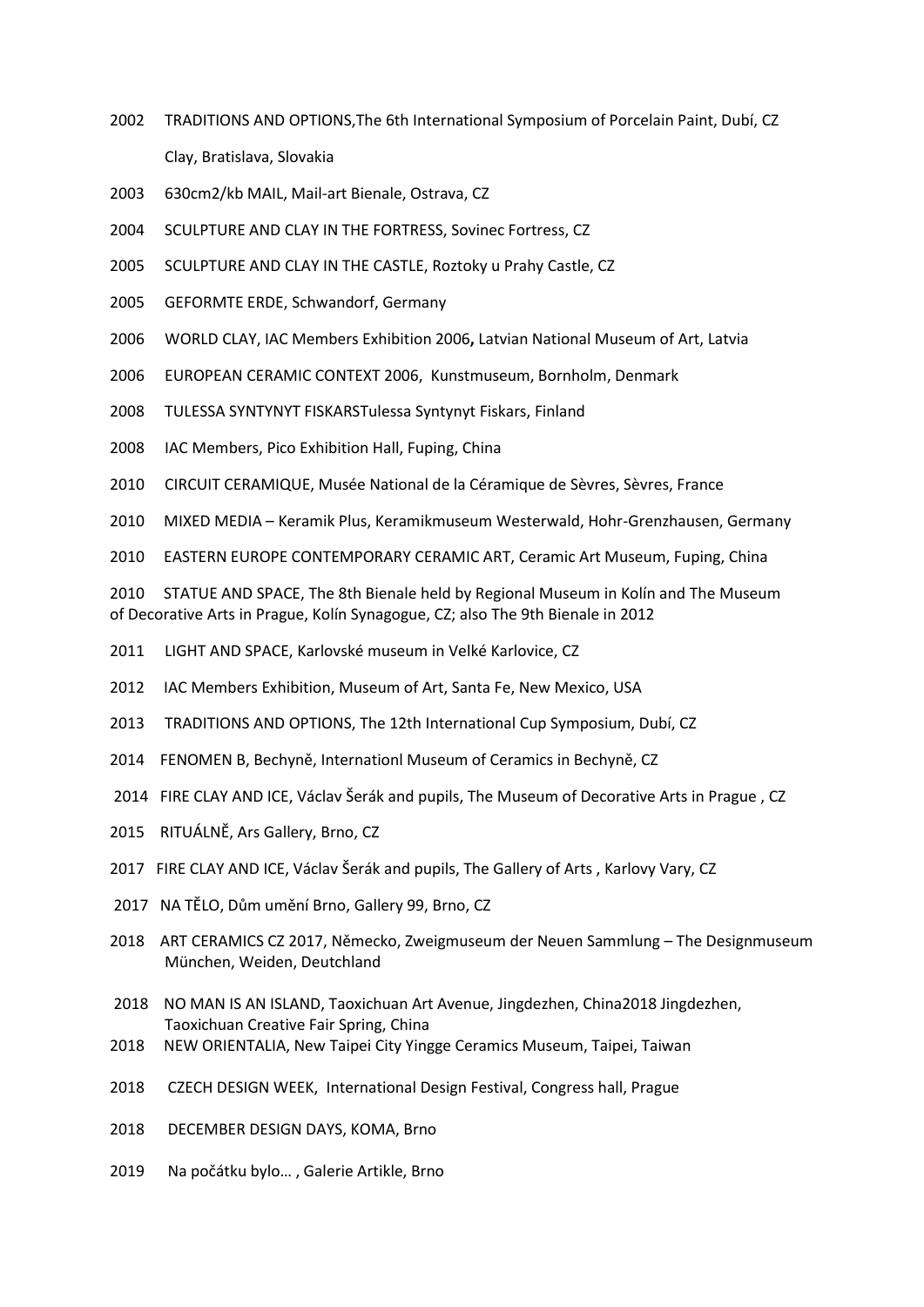2002 TRADITIONS AND OPTIONS,The 6th International Symposium of Porcelain Paint, Dubí, CZ
Clay, Bratislava, Slovakia

2003 630cm2/kb MAIL, Mail-art Bienale, Ostrava, CZ

2004 SCULPTURE AND CLAY IN THE FORTRESS, Sovinec Fortress, CZ

2005 SCULPTURE AND CLAY IN THE CASTLE, Roztoky u Prahy Castle, CZ

2005 GEFORMTE ERDE, Schwandorf, Germany

2006 WORLD CLAY, IAC Members Exhibition 2006**,** Latvian National Museum of Art, Latvia

2006 EUROPEAN CERAMIC CONTEXT 2006, Kunstmuseum, Bornholm, Denmark

2008 TULESSA SYNTYNYT FISKARSTulessa Syntynyt Fiskars, Finland

2008 IAC Members, Pico Exhibition Hall, Fuping, China

2010 CIRCUIT CERAMIQUE, Musée National de la Céramique de Sèvres, Sèvres, France

2010 MIXED MEDIA – Keramik Plus, Keramikmuseum Westerwald, Hohr-Grenzhausen, Germany

2010 EASTERN EUROPE CONTEMPORARY CERAMIC ART, Ceramic Art Museum, Fuping, China

2010 STATUE AND SPACE, The 8th Bienale held by Regional Museum in Kolín and The Museum of Decorative Arts in Prague, Kolín Synagogue, CZ; also The 9th Bienale in 2012

2011 LIGHT AND SPACE, Karlovské museum in Velké Karlovice, CZ

2012 IAC Members Exhibition, Museum of Art, Santa Fe, New Mexico, USA

2013 TRADITIONS AND OPTIONS, The 12th International Cup Symposium, Dubí, CZ

2014 FENOMEN B, Bechyně, Internationl Museum of Ceramics in Bechyně, CZ

2014 FIRE CLAY AND ICE, Václav Šerák and pupils, The Museum of Decorative Arts in Prague , CZ

2015 RITUÁLNĚ, Ars Gallery, Brno, CZ

2017 FIRE CLAY AND ICE, Václav Šerák and pupils, The Gallery of Arts , Karlovy Vary, CZ

2017 NA TĚLO, Dům umění Brno, Gallery 99, Brno, CZ

2018 ART CERAMICS CZ 2017, Německo, Zweigmuseum der Neuen Sammlung – The Designmuseum München, Weiden, Deutchland

2018 NO MAN IS AN ISLAND, Taoxichuan Art Avenue, Jingdezhen, China2018 Jingdezhen, Taoxichuan Creative Fair Spring, China

2018 NEW ORIENTALIA, New Taipei City Yingge Ceramics Museum, Taipei, Taiwan

2018 CZECH DESIGN WEEK, International Design Festival, Congress hall, Prague

2018 DECEMBER DESIGN DAYS, KOMA, Brno

2019 Na počátku bylo… , Galerie Artikle, Brno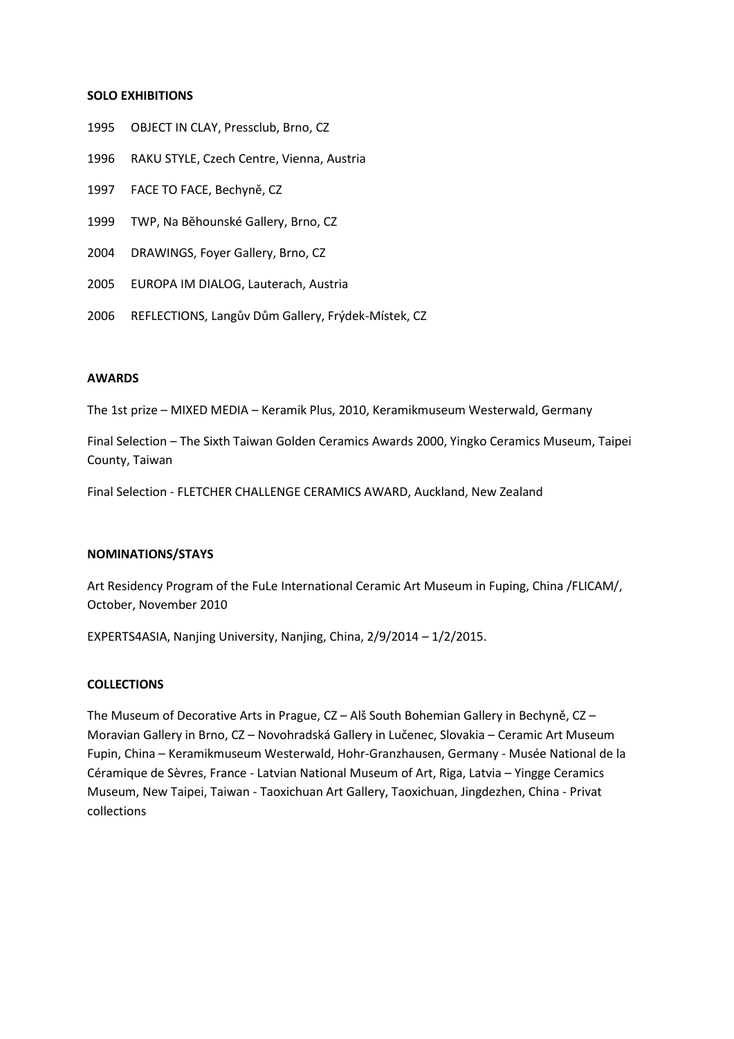**SOLO EXHIBITIONS**

1995 OBJECT IN CLAY, Pressclub, Brno, CZ

1996 RAKU STYLE, Czech Centre, Vienna, Austria

1997 FACE TO FACE, Bechyně, CZ

1999 TWP, Na Běhounské Gallery, Brno, CZ

2004 DRAWINGS, Foyer Gallery, Brno, CZ

2005 EUROPA IM DIALOG, Lauterach, Austria

2006 REFLECTIONS, Langův Dům Gallery, Frýdek-Místek, CZ

**AWARDS**

The 1st prize – MIXED MEDIA – Keramik Plus, 2010, Keramikmuseum Westerwald, Germany

Final Selection – The Sixth Taiwan Golden Ceramics Awards 2000, Yingko Ceramics Museum, Taipei County, Taiwan

Final Selection - FLETCHER CHALLENGE CERAMICS AWARD, Auckland, New Zealand

**NOMINATIONS/STAYS**

Art Residency Program of the FuLe International Ceramic Art Museum in Fuping, China /FLICAM/, October, November 2010

EXPERTS4ASIA, Nanjing University, Nanjing, China, 2/9/2014 – 1/2/2015.

**COLLECTIONS**

The Museum of Decorative Arts in Prague, CZ – Alš South Bohemian Gallery in Bechyně, CZ – Moravian Gallery in Brno, CZ – Novohradská Gallery in Lučenec, Slovakia – Ceramic Art Museum Fupin, China – Keramikmuseum Westerwald, Hohr-Granzhausen, Germany - Musée National de la Céramique de Sèvres, France - Latvian National Museum of Art, Riga, Latvia – Yingge Ceramics Museum, New Taipei, Taiwan - Taoxichuan Art Gallery, Taoxichuan, Jingdezhen, China - Privat collections